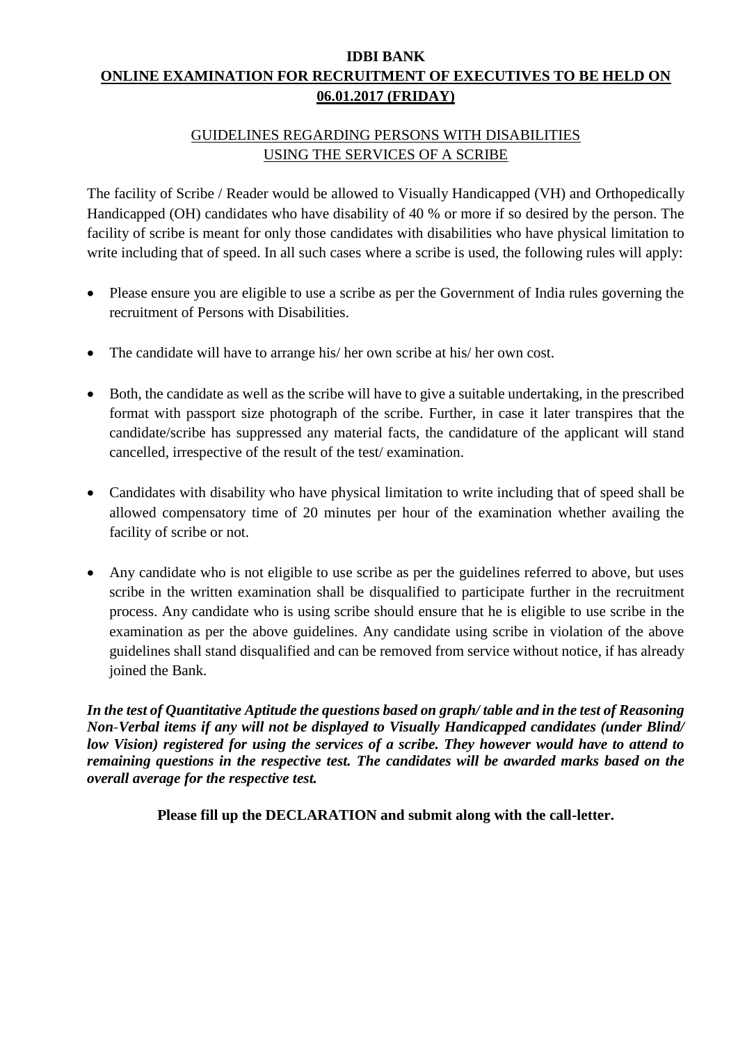# IDBI BANK

## ONLINE EXAMINATION FOR RECRUITMENT OF EXECUTIVES TO BE HELD ON 06.01.2017 (FRIDAY)

### GUIDELINES REGARDING PERSONS WITH DISABILITIES USING THE SERVICES OF A SCRIBE

The facility of Scribe / Reader would be allowed to Visually Handicapped (VH) and Orthopedically Handicapped (OH) candidates who have disability of 40 % or more if so desired by the person. The facility of scribe is meant for only those candidates with disabilities who have physical limitation to write including that of speed. In all such cases where a scribe is used, the following rules will apply:

- Please ensure you are eligible to use a scribe as per the Government of India rules governing the recruitment of Persons with Disabilities.
- The candidate will have to arrange his/ her own scribe at his/ her own cost.
- Both, the candidate as well as the scribe will have to give a suitable undertaking, in the prescribed format with passport size photograph of the scribe. Further, in case it later transpires that the candidate/scribe has suppressed any material facts, the candidature of the applicant will stand cancelled, irrespective of the result of the test/ examination.
- Candidates with disability who have physical limitation to write including that of speed shall be allowed compensatory time of 20 minutes per hour of the examination whether availing the facility of scribe or not.
- Any candidate who is not eligible to use scribe as per the guidelines referred to above, but uses scribe in the written examination shall be disqualified to participate further in the recruitment process. Any candidate who is using scribe should ensure that he is eligible to use scribe in the examination as per the above guidelines. Any candidate using scribe in violation of the above guidelines shall stand disqualified and can be removed from service without notice, if has already joined the Bank.

***In the test of Quantitative Aptitude the questions based on graph/ table and in the test of Reasoning Non-Verbal items if any will not be displayed to Visually Handicapped candidates (under Blind/ low Vision) registered for using the services of a scribe. They however would have to attend to remaining questions in the respective test. The candidates will be awarded marks based on the overall average for the respective test.***

**Please fill up the DECLARATION and submit along with the call-letter.**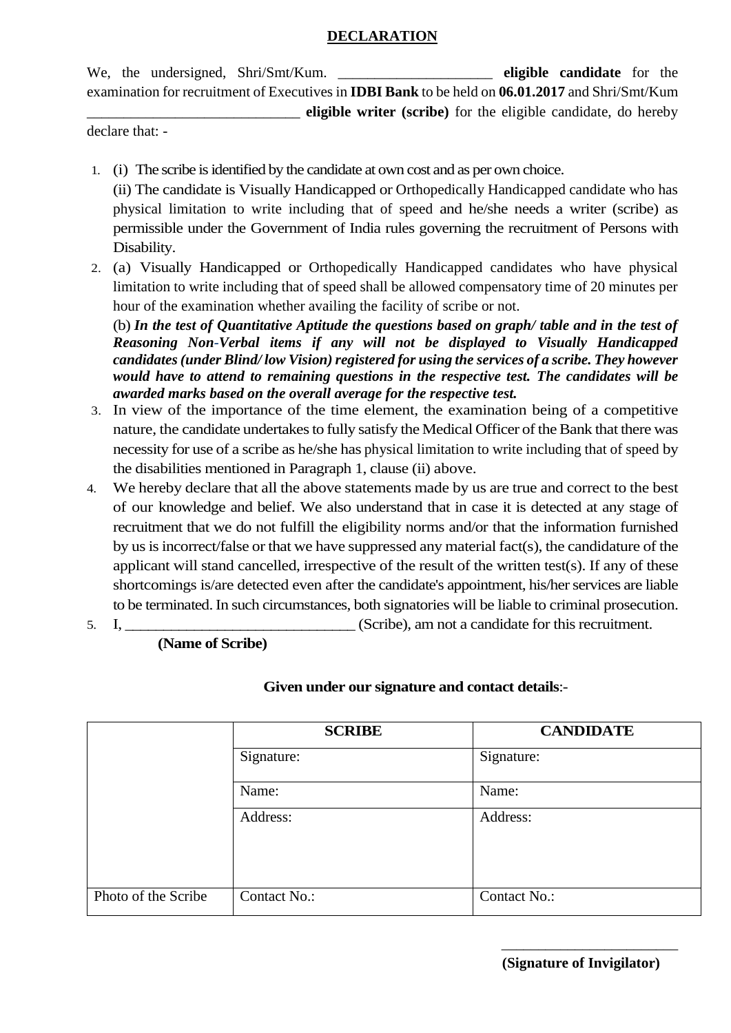## DECLARATION

We, the undersigned, Shri/Smt/Kum. _____________________ **eligible candidate** for the examination for recruitment of Executives in **IDBI Bank** to be held on **06.01.2017** and Shri/Smt/Kum _____________________________ **eligible writer (scribe)** for the eligible candidate, do hereby declare that: -

1. (i) The scribe is identified by the candidate at own cost and as per own choice.
   (ii) The candidate is Visually Handicapped or Orthopedically Handicapped candidate who has physical limitation to write including that of speed and he/she needs a writer (scribe) as permissible under the Government of India rules governing the recruitment of Persons with Disability.
2. (a) Visually Handicapped or Orthopedically Handicapped candidates who have physical limitation to write including that of speed shall be allowed compensatory time of 20 minutes per hour of the examination whether availing the facility of scribe or not.
   (b) ***In the test of Quantitative Aptitude the questions based on graph/ table and in the test of Reasoning Non-Verbal items if any will not be displayed to Visually Handicapped candidates (under Blind/ low Vision) registered for using the services of a scribe. They however would have to attend to remaining questions in the respective test. The candidates will be awarded marks based on the overall average for the respective test.***
3. In view of the importance of the time element, the examination being of a competitive nature, the candidate undertakes to fully satisfy the Medical Officer of the Bank that there was necessity for use of a scribe as he/she has physical limitation to write including that of speed by the disabilities mentioned in Paragraph 1, clause (ii) above.
4. We hereby declare that all the above statements made by us are true and correct to the best of our knowledge and belief. We also understand that in case it is detected at any stage of recruitment that we do not fulfill the eligibility norms and/or that the information furnished by us is incorrect/false or that we have suppressed any material fact(s), the candidature of the applicant will stand cancelled, irrespective of the result of the written test(s). If any of these shortcomings is/are detected even after the candidate's appointment, his/her services are liable to be terminated. In such circumstances, both signatories will be liable to criminal prosecution.
5. I, ______________________________ (Scribe), am not a candidate for this recruitment.
   **(Name of Scribe)**

**Given under our signature and contact details**:-

| | SCRIBE | CANDIDATE |
|---|---|---|
| | Signature: | Signature: |
| | Name: | Name: |
| | Address: | Address: |
| Photo of the Scribe | Contact No.: | Contact No.: |

_________________________
**(Signature of Invigilator)**